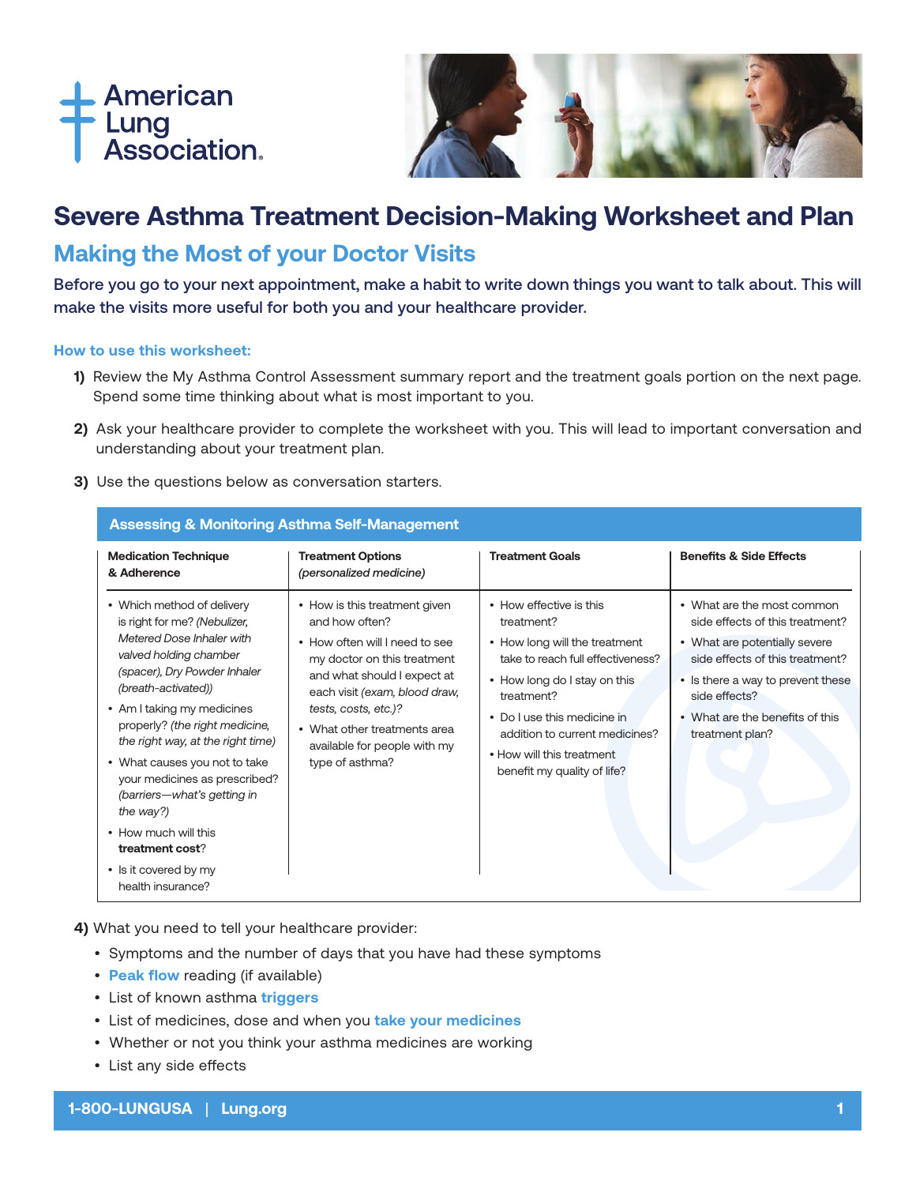American Lung Association.

# Severe Asthma Treatment Decision-Making Worksheet and Plan

## Making the Most of your Doctor Visits

**Before you go to your next appointment, make a habit to write down things you want to talk about. This will make the visits more useful for both you and your healthcare provider.**

### How to use this worksheet:

1) Review the My Asthma Control Assessment summary report and the treatment goals portion on the next page. Spend some time thinking about what is most important to you.

2) Ask your healthcare provider to complete the worksheet with you. This will lead to important conversation and understanding about your treatment plan.

3) Use the questions below as conversation starters.

**Assessing & Monitoring Asthma Self-Management**

| Medication Technique & Adherence | Treatment Options *(personalized medicine)* | Treatment Goals | Benefits & Side Effects |
|---|---|---|---|
| • Which method of delivery is right for me? *(Nebulizer, Metered Dose Inhaler with valved holding chamber (spacer), Dry Powder Inhaler (breath-activated))*<br>• Am I taking my medicines properly? *(the right medicine, the right way, at the right time)*<br>• What causes you not to take your medicines as prescribed? *(barriers—what's getting in the way?)*<br>• How much will this **treatment cost**?<br>• Is it covered by my health insurance? | • How is this treatment given and how often?<br>• How often will I need to see my doctor on this treatment and what should I expect at each visit *(exam, blood draw, tests, costs, etc.)*?<br>• What other treatments area available for people with my type of asthma? | • How effective is this treatment?<br>• How long will the treatment take to reach full effectiveness?<br>• How long do I stay on this treatment?<br>• Do I use this medicine in addition to current medicines?<br>• How will this treatment benefit my quality of life? | • What are the most common side effects of this treatment?<br>• What are potentially severe side effects of this treatment?<br>• Is there a way to prevent these side effects?<br>• What are the benefits of this treatment plan? |

4) What you need to tell your healthcare provider:

- Symptoms and the number of days that you have had these symptoms
- **Peak flow** reading (if available)
- List of known asthma **triggers**
- List of medicines, dose and when you **take your medicines**
- Whether or not you think your asthma medicines are working
- List any side effects

1-800-LUNGUSA | Lung.org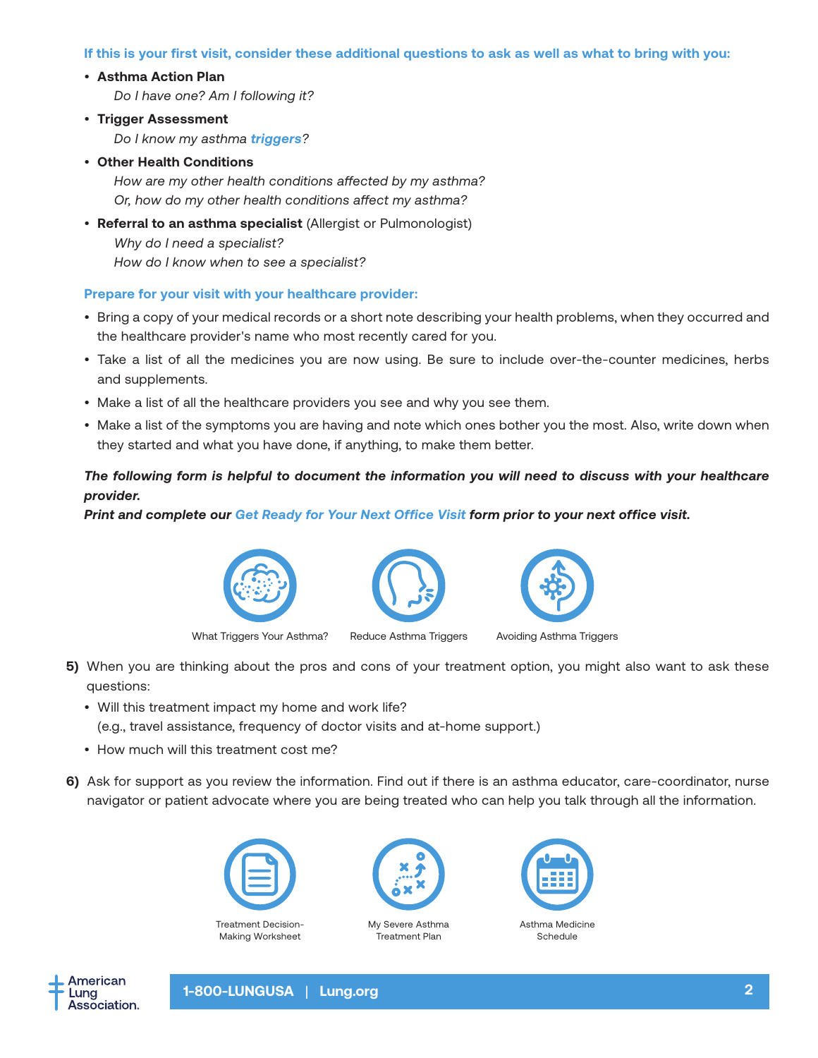**If this is your first visit, consider these additional questions to ask as well as what to bring with you:**

- **Asthma Action Plan**
  *Do I have one? Am I following it?*
- **Trigger Assessment**
  *Do I know my asthma **triggers**?*
- **Other Health Conditions**
  *How are my other health conditions affected by my asthma?*
  *Or, how do my other health conditions affect my asthma?*
- **Referral to an asthma specialist** (Allergist or Pulmonologist)
  *Why do I need a specialist?*
  *How do I know when to see a specialist?*

**Prepare for your visit with your healthcare provider:**

- Bring a copy of your medical records or a short note describing your health problems, when they occurred and the healthcare provider's name who most recently cared for you.
- Take a list of all the medicines you are now using. Be sure to include over-the-counter medicines, herbs and supplements.
- Make a list of all the healthcare providers you see and why you see them.
- Make a list of the symptoms you are having and note which ones bother you the most. Also, write down when they started and what you have done, if anything, to make them better.

***The following form is helpful to document the information you will need to discuss with your healthcare provider.***
***Print and complete our Get Ready for Your Next Office Visit form prior to your next office visit.***

What Triggers Your Asthma? | Reduce Asthma Triggers | Avoiding Asthma Triggers

**5)** When you are thinking about the pros and cons of your treatment option, you might also want to ask these questions:

- Will this treatment impact my home and work life?
  (e.g., travel assistance, frequency of doctor visits and at-home support.)
- How much will this treatment cost me?

**6)** Ask for support as you review the information. Find out if there is an asthma educator, care-coordinator, nurse navigator or patient advocate where you are being treated who can help you talk through all the information.

Treatment Decision-Making Worksheet | My Severe Asthma Treatment Plan | Asthma Medicine Schedule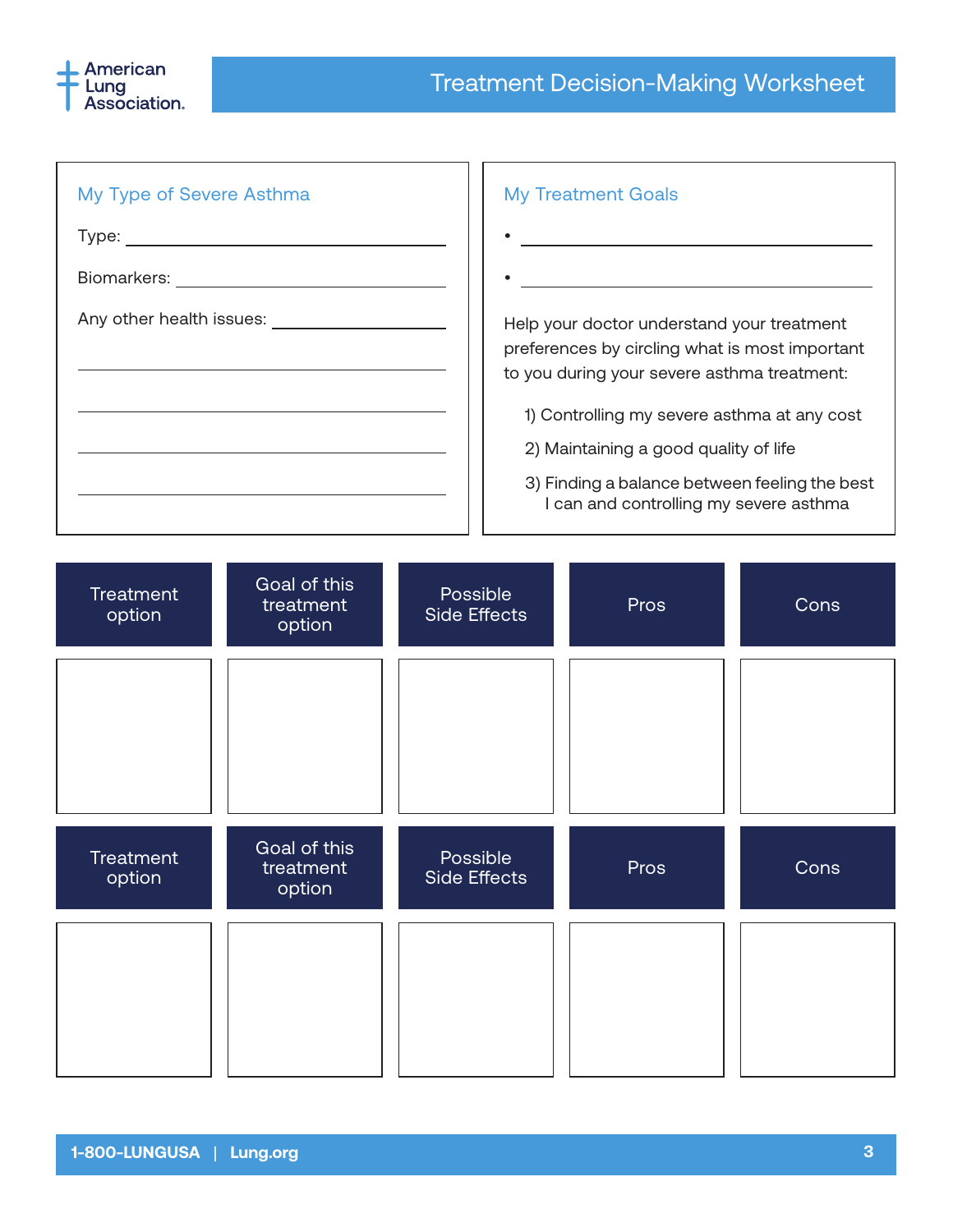# Treatment Decision-Making Worksheet

## My Type of Severe Asthma

Type: ______________________________

Biomarkers: ______________________________

Any other health issues: ______________________________

______________________________

______________________________

______________________________

______________________________

## My Treatment Goals

- ______________________________
- ______________________________

Help your doctor understand your treatment preferences by circling what is most important to you during your severe asthma treatment:

1) Controlling my severe asthma at any cost
2) Maintaining a good quality of life
3) Finding a balance between feeling the best I can and controlling my severe asthma

| Treatment option | Goal of this treatment option | Possible Side Effects | Pros | Cons |
|---|---|---|---|---|
| | | | | |

| Treatment option | Goal of this treatment option | Possible Side Effects | Pros | Cons |
|---|---|---|---|---|
| | | | | |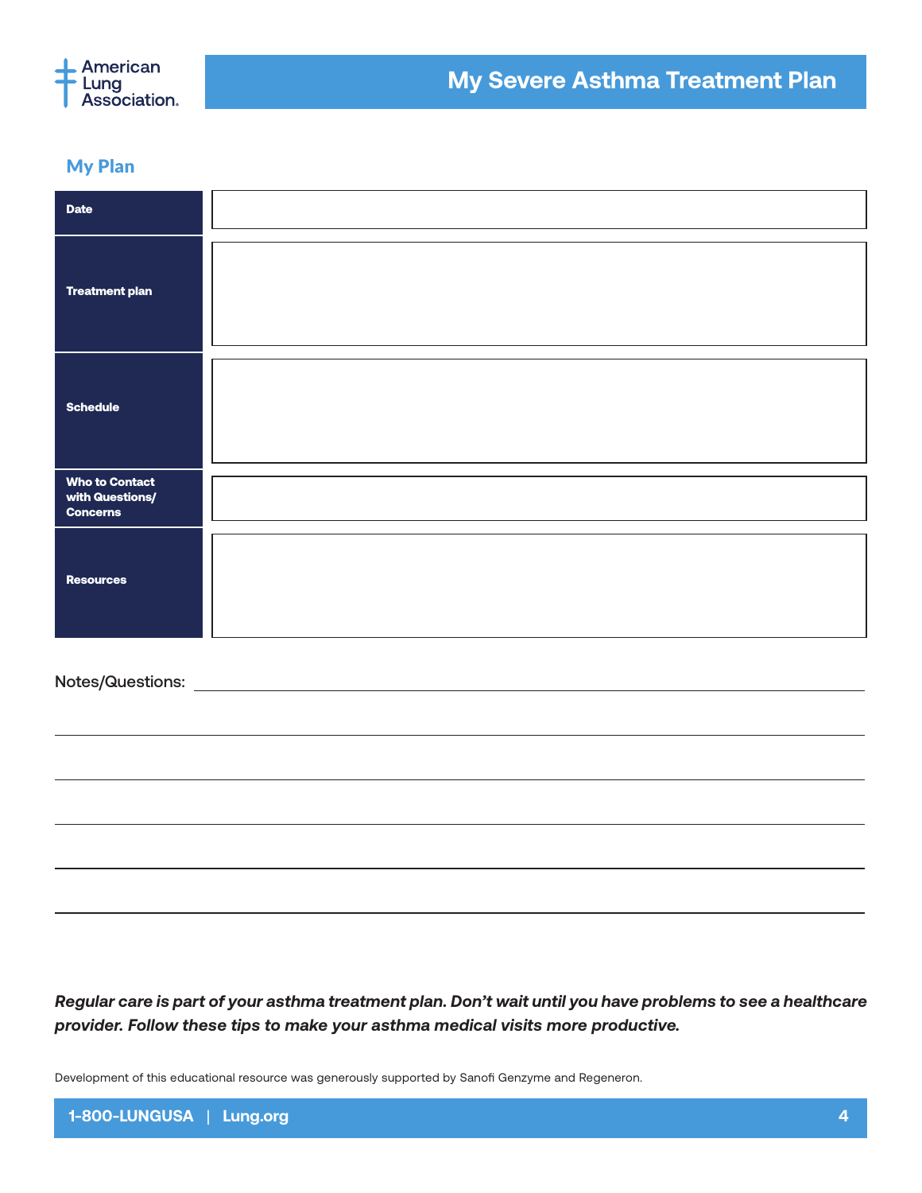# My Severe Asthma Treatment Plan

## My Plan

| | |
|---|---|
| **Date** | |
| **Treatment plan** | |
| **Schedule** | |
| **Who to Contact with Questions/ Concerns** | |
| **Resources** | |

Notes/Questions: ______________________________________________

______________________________________________

______________________________________________

______________________________________________

______________________________________________

______________________________________________

***Regular care is part of your asthma treatment plan. Don't wait until you have problems to see a healthcare provider. Follow these tips to make your asthma medical visits more productive.***

Development of this educational resource was generously supported by Sanofi Genzyme and Regeneron.

**1-800-LUNGUSA | Lung.org**